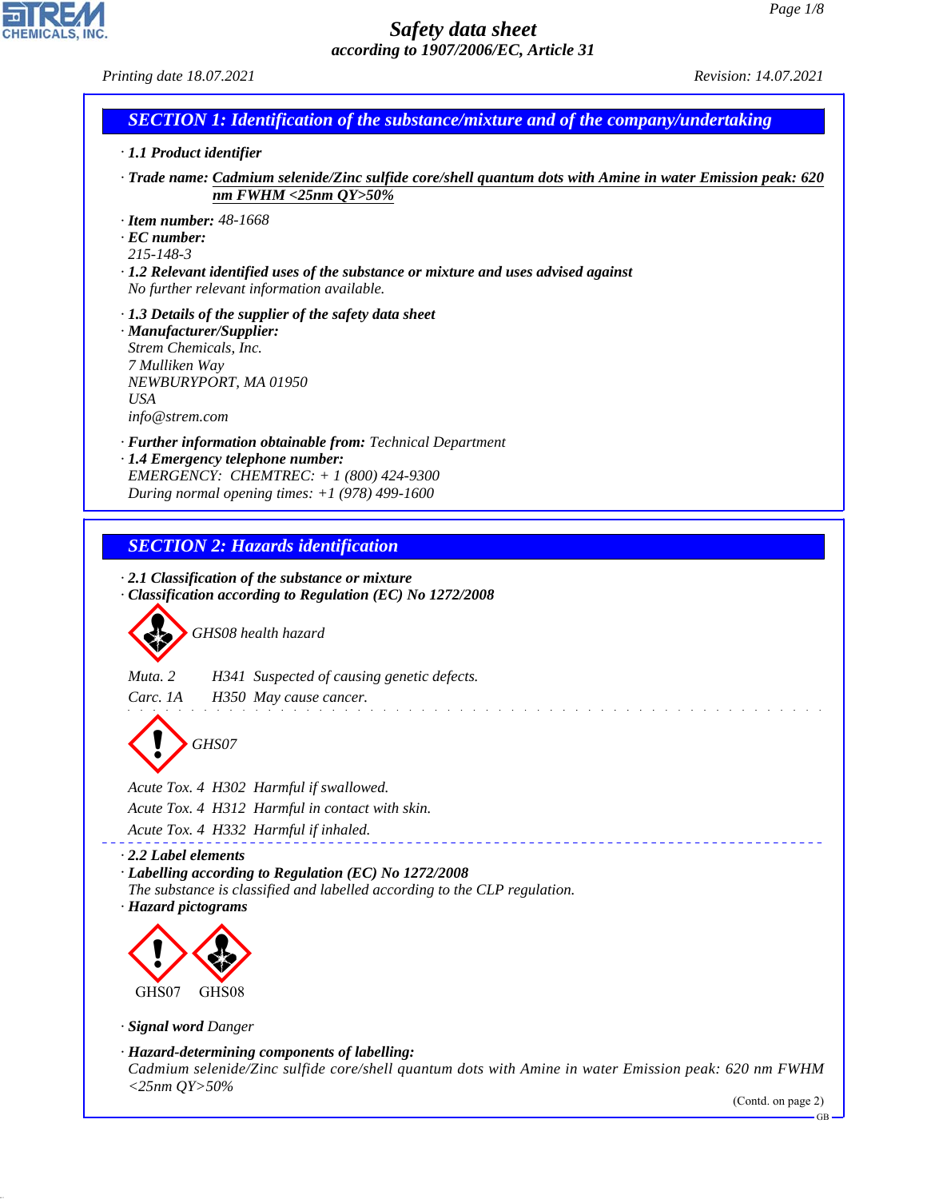# Safety data sheet
*according to 1907/2006/EC, Article 31*

Printing date 18.07.2021 Revision: 14.07.2021

## SECTION 1: Identification of the substance/mixture and of the company/undertaking

· **1.1 Product identifier**

· **Trade name:** Cadmium selenide/Zinc sulfide core/shell quantum dots with Amine in water Emission peak: 620 nm FWHM <25nm QY>50%

· **Item number:** 48-1668
· **EC number:**
215-148-3
· **1.2 Relevant identified uses of the substance or mixture and uses advised against**
No further relevant information available.

· **1.3 Details of the supplier of the safety data sheet**
· **Manufacturer/Supplier:**
Strem Chemicals, Inc.
7 Mulliken Way
NEWBURYPORT, MA 01950
USA
info@strem.com

· **Further information obtainable from:** Technical Department
· **1.4 Emergency telephone number:**
EMERGENCY: CHEMTREC: + 1 (800) 424-9300
During normal opening times: +1 (978) 499-1600

## SECTION 2: Hazards identification

· **2.1 Classification of the substance or mixture**
· **Classification according to Regulation (EC) No 1272/2008**

GHS08 health hazard

Muta. 2 H341 Suspected of causing genetic defects.
Carc. 1A H350 May cause cancer.

GHS07

Acute Tox. 4 H302 Harmful if swallowed.
Acute Tox. 4 H312 Harmful in contact with skin.
Acute Tox. 4 H332 Harmful if inhaled.

· **2.2 Label elements**
· **Labelling according to Regulation (EC) No 1272/2008**
The substance is classified and labelled according to the CLP regulation.
· **Hazard pictograms**

GHS07 GHS08

· **Signal word** Danger

· **Hazard-determining components of labelling:**
Cadmium selenide/Zinc sulfide core/shell quantum dots with Amine in water Emission peak: 620 nm FWHM <25nm QY>50%

(Contd. on page 2)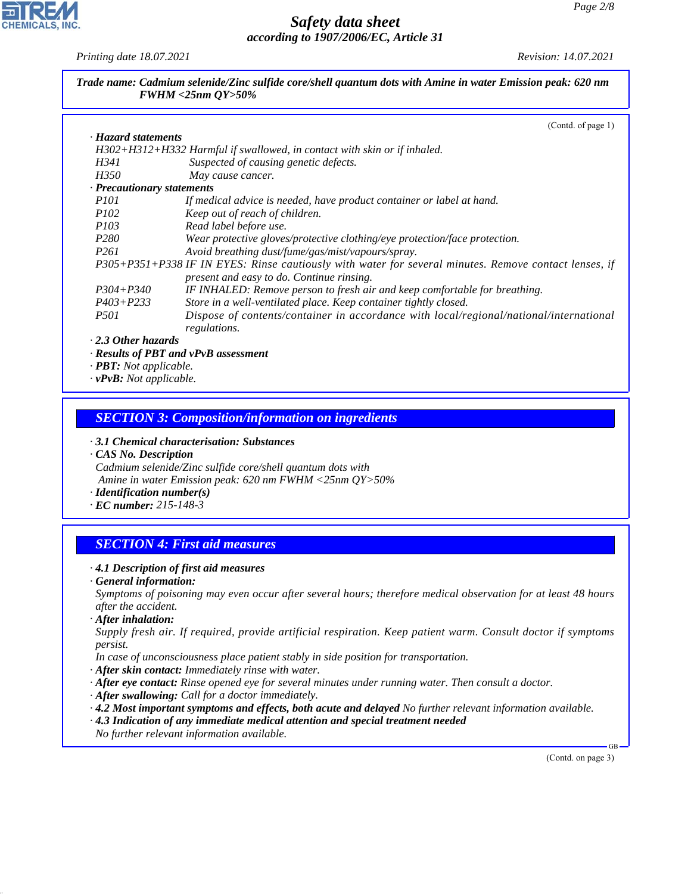**Trade name: Cadmium selenide/Zinc sulfide core/shell quantum dots with Amine in water Emission peak: 620 nm FWHM <25nm QY>50%**

(Contd. of page 1)

· **Hazard statements**

H302+H312+H332 Harmful if swallowed, in contact with skin or if inhaled.
H341 Suspected of causing genetic defects.
H350 May cause cancer.

· **Precautionary statements**

P101 If medical advice is needed, have product container or label at hand.
P102 Keep out of reach of children.
P103 Read label before use.
P280 Wear protective gloves/protective clothing/eye protection/face protection.
P261 Avoid breathing dust/fume/gas/mist/vapours/spray.
P305+P351+P338 IF IN EYES: Rinse cautiously with water for several minutes. Remove contact lenses, if present and easy to do. Continue rinsing.
P304+P340 IF INHALED: Remove person to fresh air and keep comfortable for breathing.
P403+P233 Store in a well-ventilated place. Keep container tightly closed.
P501 Dispose of contents/container in accordance with local/regional/national/international regulations.

· **2.3 Other hazards**
· **Results of PBT and vPvB assessment**
· **PBT:** Not applicable.
· **vPvB:** Not applicable.

## SECTION 3: Composition/information on ingredients

· **3.1 Chemical characterisation: Substances**
· **CAS No. Description**
Cadmium selenide/Zinc sulfide core/shell quantum dots with Amine in water Emission peak: 620 nm FWHM <25nm QY>50%
· **Identification number(s)**
· **EC number:** 215-148-3

## SECTION 4: First aid measures

· **4.1 Description of first aid measures**
· **General information:**
Symptoms of poisoning may even occur after several hours; therefore medical observation for at least 48 hours after the accident.
· **After inhalation:**
Supply fresh air. If required, provide artificial respiration. Keep patient warm. Consult doctor if symptoms persist.
In case of unconsciousness place patient stably in side position for transportation.
· **After skin contact:** Immediately rinse with water.
· **After eye contact:** Rinse opened eye for several minutes under running water. Then consult a doctor.
· **After swallowing:** Call for a doctor immediately.
· **4.2 Most important symptoms and effects, both acute and delayed** No further relevant information available.
· **4.3 Indication of any immediate medical attention and special treatment needed**
No further relevant information available.

(Contd. on page 3)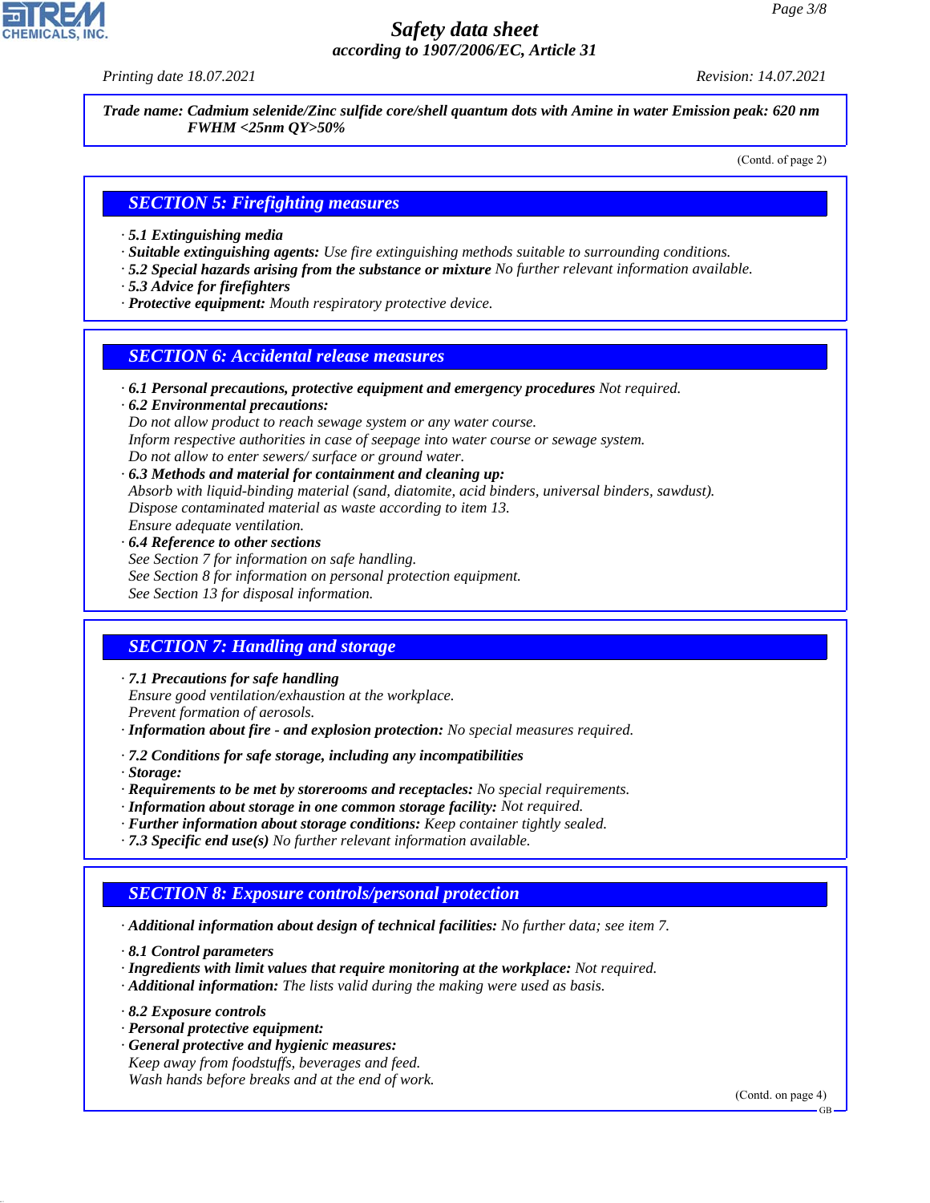**Trade name: Cadmium selenide/Zinc sulfide core/shell quantum dots with Amine in water Emission peak: 620 nm FWHM <25nm QY>50%**

(Contd. of page 2)

## SECTION 5: Firefighting measures

· **5.1 Extinguishing media**
· **Suitable extinguishing agents:** Use fire extinguishing methods suitable to surrounding conditions.
· **5.2 Special hazards arising from the substance or mixture** No further relevant information available.
· **5.3 Advice for firefighters**
· **Protective equipment:** Mouth respiratory protective device.

## SECTION 6: Accidental release measures

· **6.1 Personal precautions, protective equipment and emergency procedures** Not required.
· **6.2 Environmental precautions:**
Do not allow product to reach sewage system or any water course.
Inform respective authorities in case of seepage into water course or sewage system.
Do not allow to enter sewers/ surface or ground water.
· **6.3 Methods and material for containment and cleaning up:**
Absorb with liquid-binding material (sand, diatomite, acid binders, universal binders, sawdust).
Dispose contaminated material as waste according to item 13.
Ensure adequate ventilation.
· **6.4 Reference to other sections**
See Section 7 for information on safe handling.
See Section 8 for information on personal protection equipment.
See Section 13 for disposal information.

## SECTION 7: Handling and storage

· **7.1 Precautions for safe handling**
Ensure good ventilation/exhaustion at the workplace.
Prevent formation of aerosols.
· **Information about fire - and explosion protection:** No special measures required.

· **7.2 Conditions for safe storage, including any incompatibilities**
· **Storage:**
· **Requirements to be met by storerooms and receptacles:** No special requirements.
· **Information about storage in one common storage facility:** Not required.
· **Further information about storage conditions:** Keep container tightly sealed.
· **7.3 Specific end use(s)** No further relevant information available.

## SECTION 8: Exposure controls/personal protection

· **Additional information about design of technical facilities:** No further data; see item 7.

· **8.1 Control parameters**
· **Ingredients with limit values that require monitoring at the workplace:** Not required.
· **Additional information:** The lists valid during the making were used as basis.

· **8.2 Exposure controls**
· **Personal protective equipment:**
· **General protective and hygienic measures:**
Keep away from foodstuffs, beverages and feed.
Wash hands before breaks and at the end of work.

(Contd. on page 4)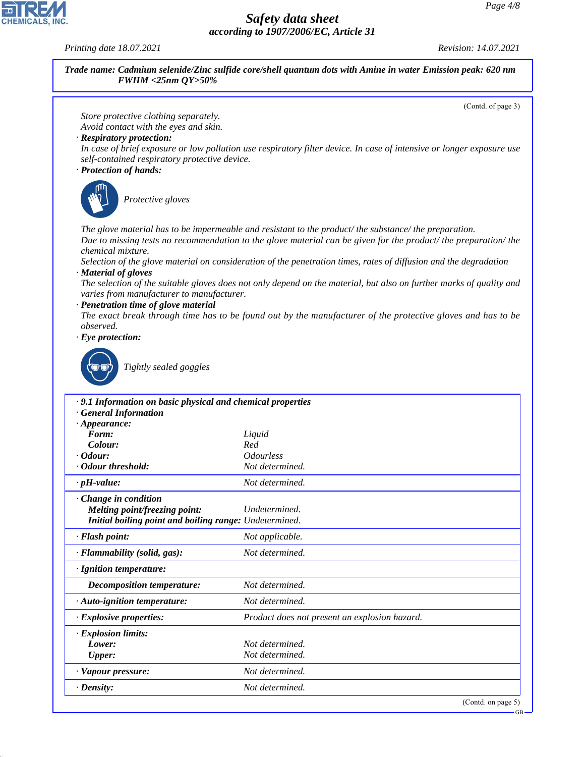**Trade name: Cadmium selenide/Zinc sulfide core/shell quantum dots with Amine in water Emission peak: 620 nm FWHM <25nm QY>50%**

(Contd. of page 3)

Store protective clothing separately.
Avoid contact with the eyes and skin.

· **Respiratory protection:**
In case of brief exposure or low pollution use respiratory filter device. In case of intensive or longer exposure use self-contained respiratory protective device.

· **Protection of hands:**

Protective gloves

The glove material has to be impermeable and resistant to the product/ the substance/ the preparation.
Due to missing tests no recommendation to the glove material can be given for the product/ the preparation/ the chemical mixture.
Selection of the glove material on consideration of the penetration times, rates of diffusion and the degradation

· **Material of gloves**
The selection of the suitable gloves does not only depend on the material, but also on further marks of quality and varies from manufacturer to manufacturer.

· **Penetration time of glove material**
The exact break through time has to be found out by the manufacturer of the protective gloves and has to be observed.

· **Eye protection:**

Tightly sealed goggles

· **9.1 Information on basic physical and chemical properties**
· **General Information**

| | |
|---|---|
| · **Appearance:** | |
| **Form:** | Liquid |
| **Colour:** | Red |
| · **Odour:** | Odourless |
| · **Odour threshold:** | Not determined. |
| · **pH-value:** | Not determined. |
| · **Change in condition** | |
| **Melting point/freezing point:** | Undetermined. |
| **Initial boiling point and boiling range:** | Undetermined. |
| · **Flash point:** | Not applicable. |
| · **Flammability (solid, gas):** | Not determined. |
| · **Ignition temperature:** | |
| **Decomposition temperature:** | Not determined. |
| · **Auto-ignition temperature:** | Not determined. |
| · **Explosive properties:** | Product does not present an explosion hazard. |
| · **Explosion limits:** | |
| **Lower:** | Not determined. |
| **Upper:** | Not determined. |
| · **Vapour pressure:** | Not determined. |
| · **Density:** | Not determined. |

(Contd. on page 5)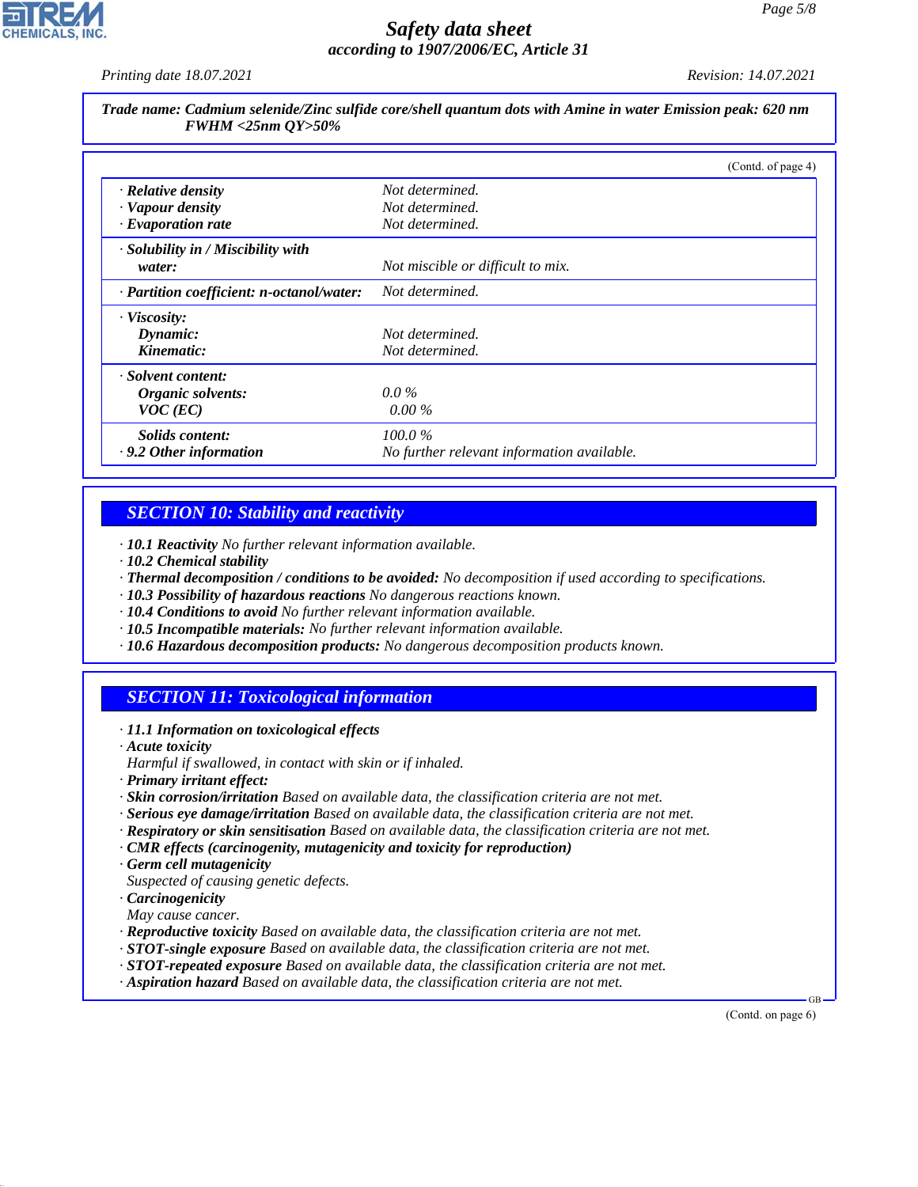**Trade name: Cadmium selenide/Zinc sulfide core/shell quantum dots with Amine in water Emission peak: 620 nm FWHM <25nm QY>50%**

(Contd. of page 4)

| | |
|---|---|
| · **Relative density** | Not determined. |
| · **Vapour density** | Not determined. |
| · **Evaporation rate** | Not determined. |
| · **Solubility in / Miscibility with water:** | Not miscible or difficult to mix. |
| · **Partition coefficient: n-octanol/water:** | Not determined. |
| · **Viscosity:** | |
| **Dynamic:** | Not determined. |
| **Kinematic:** | Not determined. |
| · **Solvent content:** | |
| **Organic solvents:** | 0.0 % |
| **VOC (EC)** | 0.00 % |
| **Solids content:** | 100.0 % |
| · **9.2 Other information** | No further relevant information available. |

## SECTION 10: Stability and reactivity

- · **10.1 Reactivity** No further relevant information available.
- · **10.2 Chemical stability**
- · **Thermal decomposition / conditions to be avoided:** No decomposition if used according to specifications.
- · **10.3 Possibility of hazardous reactions** No dangerous reactions known.
- · **10.4 Conditions to avoid** No further relevant information available.
- · **10.5 Incompatible materials:** No further relevant information available.
- · **10.6 Hazardous decomposition products:** No dangerous decomposition products known.

## SECTION 11: Toxicological information

- · **11.1 Information on toxicological effects**
- · **Acute toxicity**
  Harmful if swallowed, in contact with skin or if inhaled.
- · **Primary irritant effect:**
- · **Skin corrosion/irritation** Based on available data, the classification criteria are not met.
- · **Serious eye damage/irritation** Based on available data, the classification criteria are not met.
- · **Respiratory or skin sensitisation** Based on available data, the classification criteria are not met.
- · **CMR effects (carcinogenity, mutagenicity and toxicity for reproduction)**
- · **Germ cell mutagenicity**
  Suspected of causing genetic defects.
- · **Carcinogenicity**
  May cause cancer.
- · **Reproductive toxicity** Based on available data, the classification criteria are not met.
- · **STOT-single exposure** Based on available data, the classification criteria are not met.
- · **STOT-repeated exposure** Based on available data, the classification criteria are not met.
- · **Aspiration hazard** Based on available data, the classification criteria are not met.

(Contd. on page 6)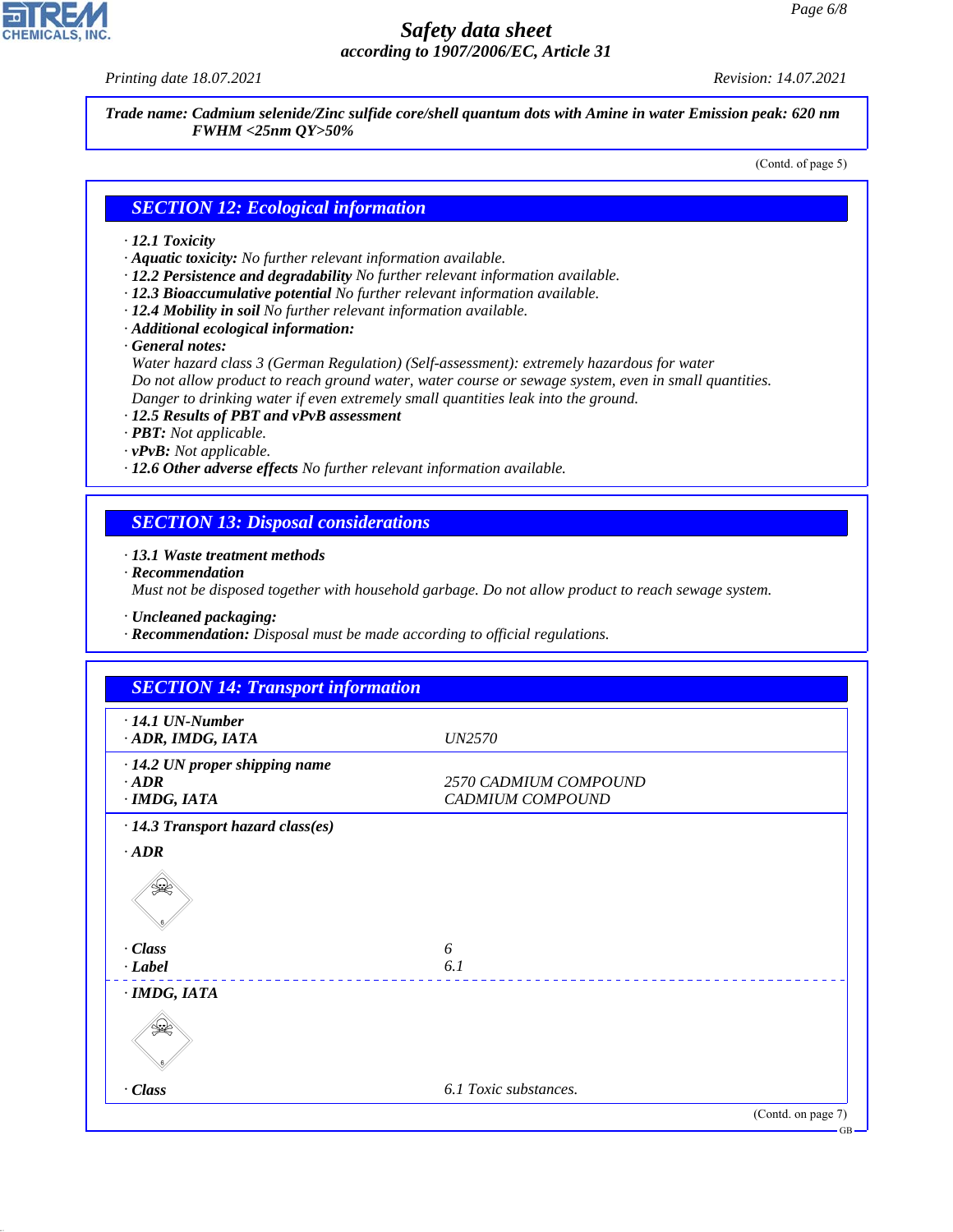**Trade name: Cadmium selenide/Zinc sulfide core/shell quantum dots with Amine in water Emission peak: 620 nm FWHM <25nm QY>50%**

(Contd. of page 5)

## SECTION 12: Ecological information

· **12.1 Toxicity**
· **Aquatic toxicity:** No further relevant information available.
· **12.2 Persistence and degradability** No further relevant information available.
· **12.3 Bioaccumulative potential** No further relevant information available.
· **12.4 Mobility in soil** No further relevant information available.
· **Additional ecological information:**
· **General notes:**
Water hazard class 3 (German Regulation) (Self-assessment): extremely hazardous for water
Do not allow product to reach ground water, water course or sewage system, even in small quantities.
Danger to drinking water if even extremely small quantities leak into the ground.
· **12.5 Results of PBT and vPvB assessment**
· **PBT:** Not applicable.
· **vPvB:** Not applicable.
· **12.6 Other adverse effects** No further relevant information available.

## SECTION 13: Disposal considerations

· **13.1 Waste treatment methods**
· **Recommendation**
Must not be disposed together with household garbage. Do not allow product to reach sewage system.

· **Uncleaned packaging:**
· **Recommendation:** Disposal must be made according to official regulations.

## SECTION 14: Transport information

| | |
|---|---|
| · **14.1 UN-Number** | |
| · **ADR, IMDG, IATA** | UN2570 |
| · **14.2 UN proper shipping name** | |
| · **ADR** | 2570 CADMIUM COMPOUND |
| · **IMDG, IATA** | CADMIUM COMPOUND |
| · **14.3 Transport hazard class(es)** | |
| · **ADR** | |
| · **Class** | 6 |
| · **Label** | 6.1 |
| · **IMDG, IATA** | |
| · **Class** | 6.1 Toxic substances. |

(Contd. on page 7)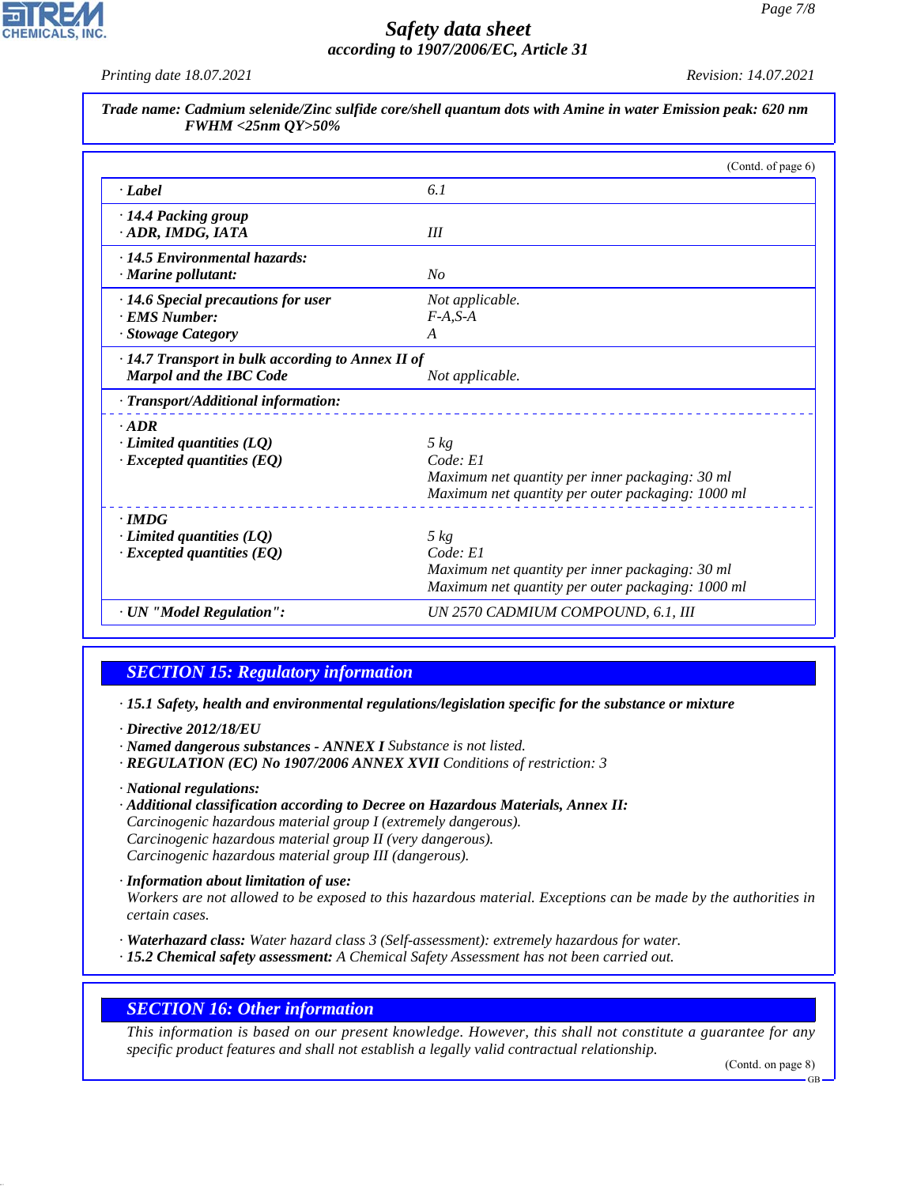*Trade name: Cadmium selenide/Zinc sulfide core/shell quantum dots with Amine in water Emission peak: 620 nm FWHM <25nm QY>50%*

(Contd. of page 6)

| | |
|---|---|
| **· Label** | 6.1 |
| **· 14.4 Packing group** **· ADR, IMDG, IATA** | III |
| **· 14.5 Environmental hazards:** **· Marine pollutant:** | No |
| **· 14.6 Special precautions for user** **· EMS Number:** **· Stowage Category** | Not applicable. F-A,S-A A |
| **· 14.7 Transport in bulk according to Annex II of Marpol and the IBC Code** | Not applicable. |
| **· Transport/Additional information:** | |
| **· ADR** | |
| **· Limited quantities (LQ)** | 5 kg |
| **· Excepted quantities (EQ)** | Code: E1 Maximum net quantity per inner packaging: 30 ml Maximum net quantity per outer packaging: 1000 ml |
| **· IMDG** | |
| **· Limited quantities (LQ)** | 5 kg |
| **· Excepted quantities (EQ)** | Code: E1 Maximum net quantity per inner packaging: 30 ml Maximum net quantity per outer packaging: 1000 ml |
| **· UN "Model Regulation":** | UN 2570 CADMIUM COMPOUND, 6.1, III |

## SECTION 15: Regulatory information

**· 15.1 Safety, health and environmental regulations/legislation specific for the substance or mixture**

**· Directive 2012/18/EU**
**· Named dangerous substances - ANNEX I** Substance is not listed.
**· REGULATION (EC) No 1907/2006 ANNEX XVII** Conditions of restriction: 3

**· National regulations:**
**· Additional classification according to Decree on Hazardous Materials, Annex II:**
Carcinogenic hazardous material group I (extremely dangerous).
Carcinogenic hazardous material group II (very dangerous).
Carcinogenic hazardous material group III (dangerous).

**· Information about limitation of use:**
Workers are not allowed to be exposed to this hazardous material. Exceptions can be made by the authorities in certain cases.

**· Waterhazard class:** Water hazard class 3 (Self-assessment): extremely hazardous for water.
**· 15.2 Chemical safety assessment:** A Chemical Safety Assessment has not been carried out.

## SECTION 16: Other information

This information is based on our present knowledge. However, this shall not constitute a guarantee for any specific product features and shall not establish a legally valid contractual relationship.

(Contd. on page 8)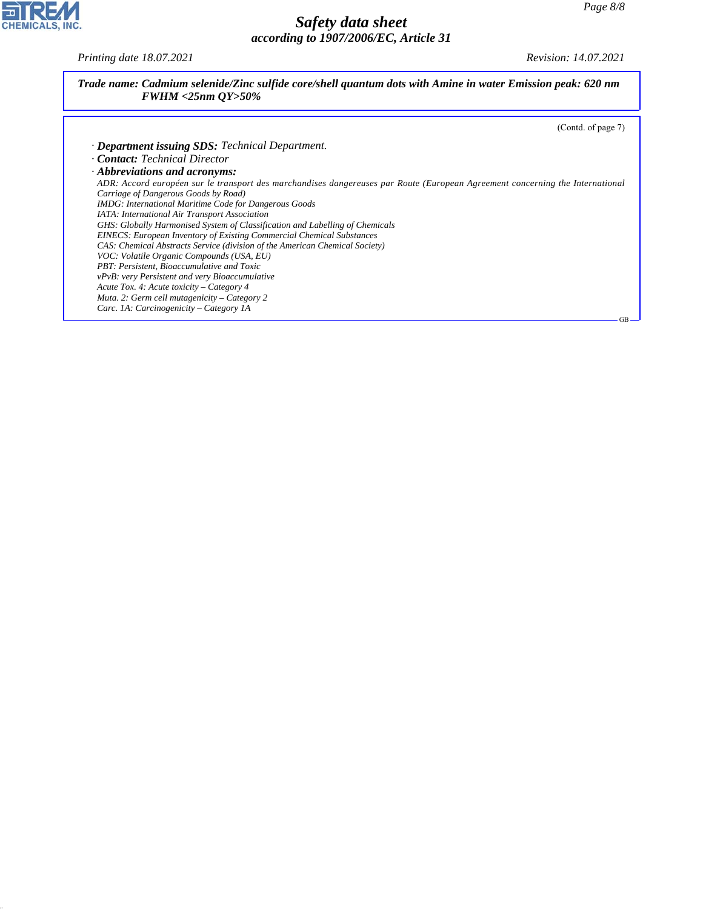**Trade name: Cadmium selenide/Zinc sulfide core/shell quantum dots with Amine in water Emission peak: 620 nm FWHM <25nm QY>50%**

(Contd. of page 7)

· ***Department issuing SDS:*** *Technical Department.*

· ***Contact:*** *Technical Director*

· ***Abbreviations and acronyms:***

*ADR: Accord européen sur le transport des marchandises dangereuses par Route (European Agreement concerning the International Carriage of Dangerous Goods by Road)*
*IMDG: International Maritime Code for Dangerous Goods*
*IATA: International Air Transport Association*
*GHS: Globally Harmonised System of Classification and Labelling of Chemicals*
*EINECS: European Inventory of Existing Commercial Chemical Substances*
*CAS: Chemical Abstracts Service (division of the American Chemical Society)*
*VOC: Volatile Organic Compounds (USA, EU)*
*PBT: Persistent, Bioaccumulative and Toxic*
*vPvB: very Persistent and very Bioaccumulative*
*Acute Tox. 4: Acute toxicity – Category 4*
*Muta. 2: Germ cell mutagenicity – Category 2*
*Carc. 1A: Carcinogenicity – Category 1A*

GB